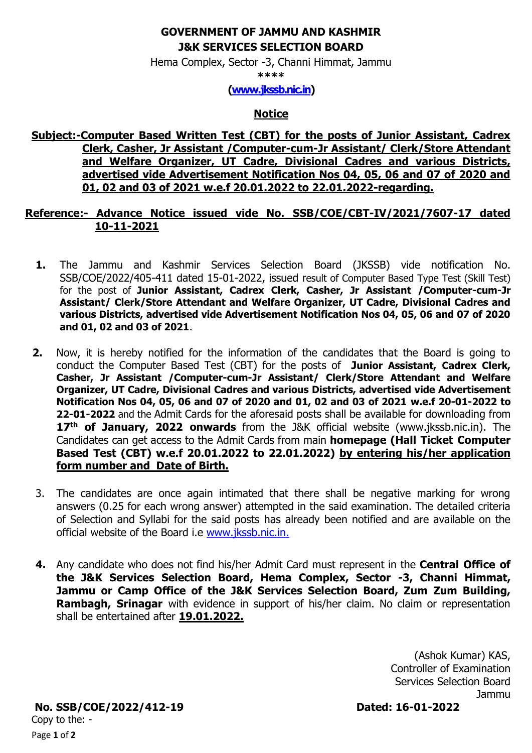**GOVERNMENT OF JAMMU AND KASHMIR**
**J&K SERVICES SELECTION BOARD**

Hema Complex, Sector -3, Channi Himmat, Jammu

\*\*\*\*

**(www.jkssb.nic.in)**

## Notice

**Subject:-Computer Based Written Test (CBT) for the posts of Junior Assistant, Cadrex Clerk, Casher, Jr Assistant /Computer-cum-Jr Assistant/ Clerk/Store Attendant and Welfare Organizer, UT Cadre, Divisional Cadres and various Districts, advertised vide Advertisement Notification Nos 04, 05, 06 and 07 of 2020 and 01, 02 and 03 of 2021 w.e.f 20.01.2022 to 22.01.2022-regarding.**

**Reference:- Advance Notice issued vide No. SSB/COE/CBT-IV/2021/7607-17 dated 10-11-2021**

1. The Jammu and Kashmir Services Selection Board (JKSSB) vide notification No. SSB/COE/2022/405-411 dated 15-01-2022, issued result of Computer Based Type Test (Skill Test) for the post of **Junior Assistant, Cadrex Clerk, Casher, Jr Assistant /Computer-cum-Jr Assistant/ Clerk/Store Attendant and Welfare Organizer, UT Cadre, Divisional Cadres and various Districts, advertised vide Advertisement Notification Nos 04, 05, 06 and 07 of 2020 and 01, 02 and 03 of 2021**.

2. Now, it is hereby notified for the information of the candidates that the Board is going to conduct the Computer Based Test (CBT) for the posts of **Junior Assistant, Cadrex Clerk, Casher, Jr Assistant /Computer-cum-Jr Assistant/ Clerk/Store Attendant and Welfare Organizer, UT Cadre, Divisional Cadres and various Districts, advertised vide Advertisement Notification Nos 04, 05, 06 and 07 of 2020 and 01, 02 and 03 of 2021 w.e.f 20-01-2022 to 22-01-2022** and the Admit Cards for the aforesaid posts shall be available for downloading from **17th of January, 2022 onwards** from the J&K official website (www.jkssb.nic.in). The Candidates can get access to the Admit Cards from main **homepage (Hall Ticket Computer Based Test (CBT) w.e.f 20.01.2022 to 22.01.2022)** **by entering his/her application form number and Date of Birth.**

3. The candidates are once again intimated that there shall be negative marking for wrong answers (0.25 for each wrong answer) attempted in the said examination. The detailed criteria of Selection and Syllabi for the said posts has already been notified and are available on the official website of the Board i.e www.jkssb.nic.in.

4. Any candidate who does not find his/her Admit Card must represent in the **Central Office of the J&K Services Selection Board, Hema Complex, Sector -3, Channi Himmat, Jammu or Camp Office of the J&K Services Selection Board, Zum Zum Building, Rambagh, Srinagar** with evidence in support of his/her claim. No claim or representation shall be entertained after **19.01.2022.**

(Ashok Kumar) KAS,
Controller of Examination
Services Selection Board
Jammu

**No. SSB/COE/2022/412-19** **Dated: 16-01-2022**

Copy to the: -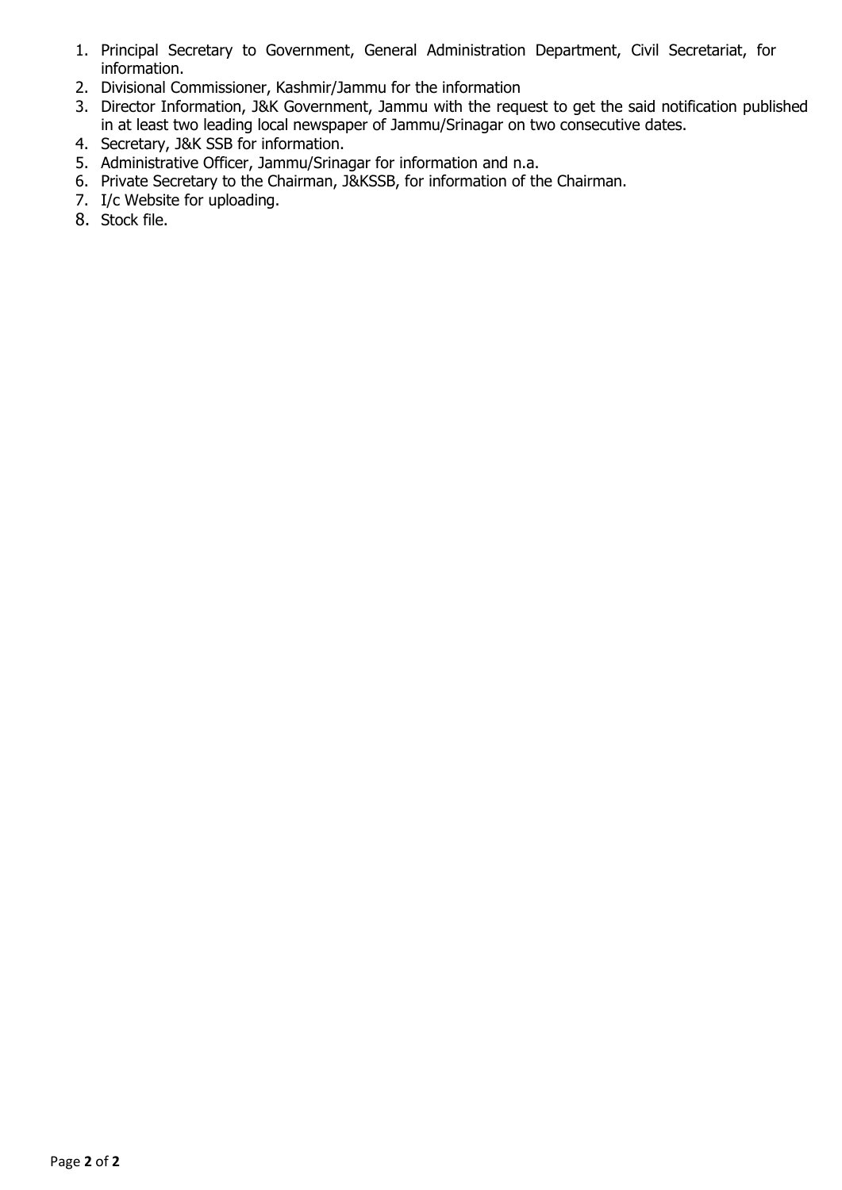1. Principal Secretary to Government, General Administration Department, Civil Secretariat, for information.
2. Divisional Commissioner, Kashmir/Jammu for the information
3. Director Information, J&K Government, Jammu with the request to get the said notification published in at least two leading local newspaper of Jammu/Srinagar on two consecutive dates.
4. Secretary, J&K SSB for information.
5. Administrative Officer, Jammu/Srinagar for information and n.a.
6. Private Secretary to the Chairman, J&KSSB, for information of the Chairman.
7. I/c Website for uploading.
8. Stock file.